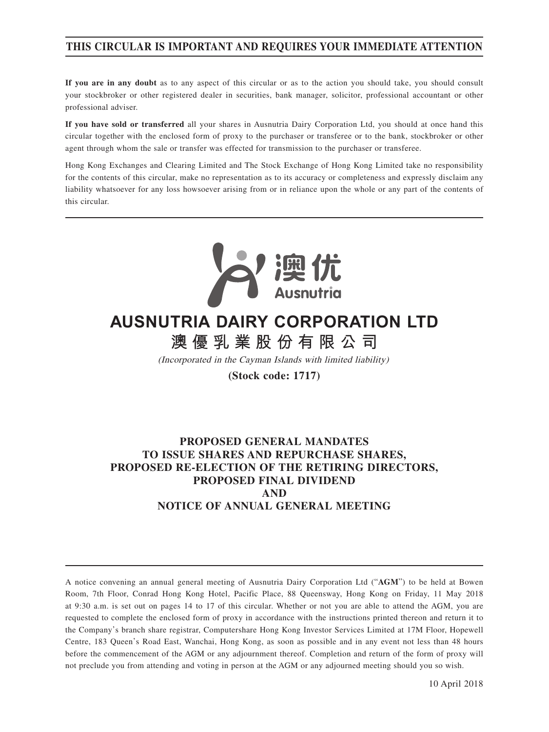**THIS CIRCULAR IS IMPORTANT AND REQUIRES YOUR IMMEDIATE ATTENTION**

**If you are in any doubt** as to any aspect of this circular or as to the action you should take, you should consult your stockbroker or other registered dealer in securities, bank manager, solicitor, professional accountant or other professional adviser.

**If you have sold or transferred** all your shares in Ausnutria Dairy Corporation Ltd, you should at once hand this circular together with the enclosed form of proxy to the purchaser or transferee or to the bank, stockbroker or other agent through whom the sale or transfer was effected for transmission to the purchaser or transferee.

Hong Kong Exchanges and Clearing Limited and The Stock Exchange of Hong Kong Limited take no responsibility for the contents of this circular, make no representation as to its accuracy or completeness and expressly disclaim any liability whatsoever for any loss howsoever arising from or in reliance upon the whole or any part of the contents of this circular.

澳优
Ausnutria

# AUSNUTRIA DAIRY CORPORATION LTD
# 澳優乳業股份有限公司

*(Incorporated in the Cayman Islands with limited liability)*

**(Stock code: 1717)**

## PROPOSED GENERAL MANDATES TO ISSUE SHARES AND REPURCHASE SHARES, PROPOSED RE-ELECTION OF THE RETIRING DIRECTORS, PROPOSED FINAL DIVIDEND AND NOTICE OF ANNUAL GENERAL MEETING

A notice convening an annual general meeting of Ausnutria Dairy Corporation Ltd ("**AGM**") to be held at Bowen Room, 7th Floor, Conrad Hong Kong Hotel, Pacific Place, 88 Queensway, Hong Kong on Friday, 11 May 2018 at 9:30 a.m. is set out on pages 14 to 17 of this circular. Whether or not you are able to attend the AGM, you are requested to complete the enclosed form of proxy in accordance with the instructions printed thereon and return it to the Company's branch share registrar, Computershare Hong Kong Investor Services Limited at 17M Floor, Hopewell Centre, 183 Queen's Road East, Wanchai, Hong Kong, as soon as possible and in any event not less than 48 hours before the commencement of the AGM or any adjournment thereof. Completion and return of the form of proxy will not preclude you from attending and voting in person at the AGM or any adjourned meeting should you so wish.

10 April 2018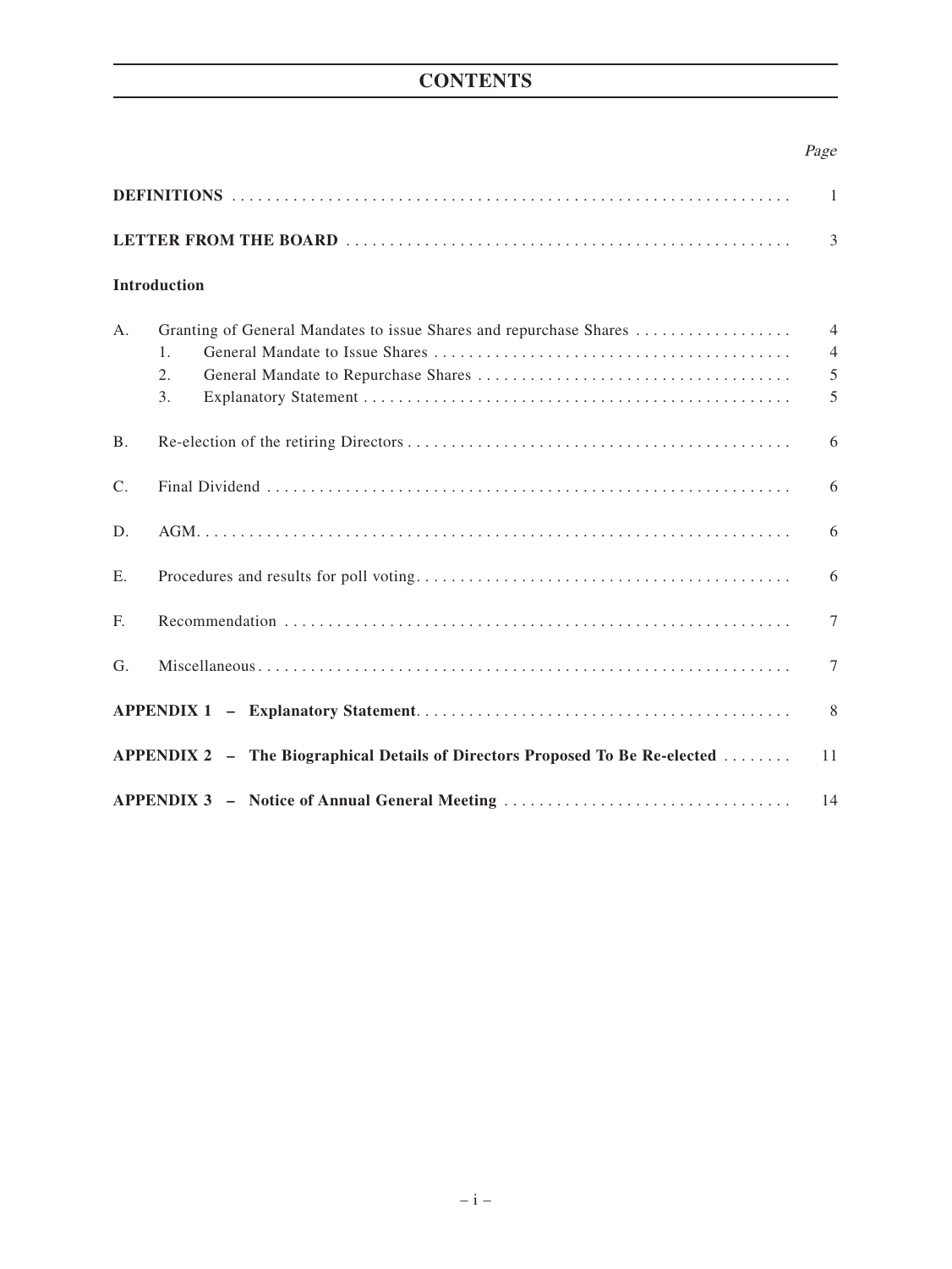# CONTENTS

| | | Page |
|---|---|---|
| **DEFINITIONS** | | 1 |
| **LETTER FROM THE BOARD** | | 3 |
| **Introduction** | | |
| A. | Granting of General Mandates to issue Shares and repurchase Shares | 4 |
| | 1. General Mandate to Issue Shares | 4 |
| | 2. General Mandate to Repurchase Shares | 5 |
| | 3. Explanatory Statement | 5 |
| B. | Re-election of the retiring Directors | 6 |
| C. | Final Dividend | 6 |
| D. | AGM | 6 |
| E. | Procedures and results for poll voting | 6 |
| F. | Recommendation | 7 |
| G. | Miscellaneous | 7 |
| **APPENDIX 1 – Explanatory Statement** | | 8 |
| **APPENDIX 2 – The Biographical Details of Directors Proposed To Be Re-elected** | | 11 |
| **APPENDIX 3 – Notice of Annual General Meeting** | | 14 |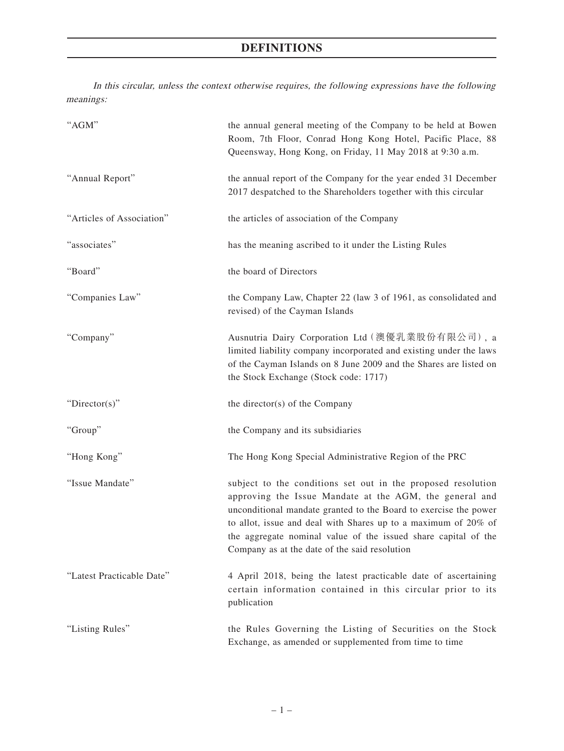# DEFINITIONS

*In this circular, unless the context otherwise requires, the following expressions have the following meanings:*

| | |
|---|---|
| "AGM" | the annual general meeting of the Company to be held at Bowen Room, 7th Floor, Conrad Hong Kong Hotel, Pacific Place, 88 Queensway, Hong Kong, on Friday, 11 May 2018 at 9:30 a.m. |
| "Annual Report" | the annual report of the Company for the year ended 31 December 2017 despatched to the Shareholders together with this circular |
| "Articles of Association" | the articles of association of the Company |
| "associates" | has the meaning ascribed to it under the Listing Rules |
| "Board" | the board of Directors |
| "Companies Law" | the Company Law, Chapter 22 (law 3 of 1961, as consolidated and revised) of the Cayman Islands |
| "Company" | Ausnutria Dairy Corporation Ltd (澳優乳業股份有限公司), a limited liability company incorporated and existing under the laws of the Cayman Islands on 8 June 2009 and the Shares are listed on the Stock Exchange (Stock code: 1717) |
| "Director(s)" | the director(s) of the Company |
| "Group" | the Company and its subsidiaries |
| "Hong Kong" | The Hong Kong Special Administrative Region of the PRC |
| "Issue Mandate" | subject to the conditions set out in the proposed resolution approving the Issue Mandate at the AGM, the general and unconditional mandate granted to the Board to exercise the power to allot, issue and deal with Shares up to a maximum of 20% of the aggregate nominal value of the issued share capital of the Company as at the date of the said resolution |
| "Latest Practicable Date" | 4 April 2018, being the latest practicable date of ascertaining certain information contained in this circular prior to its publication |
| "Listing Rules" | the Rules Governing the Listing of Securities on the Stock Exchange, as amended or supplemented from time to time |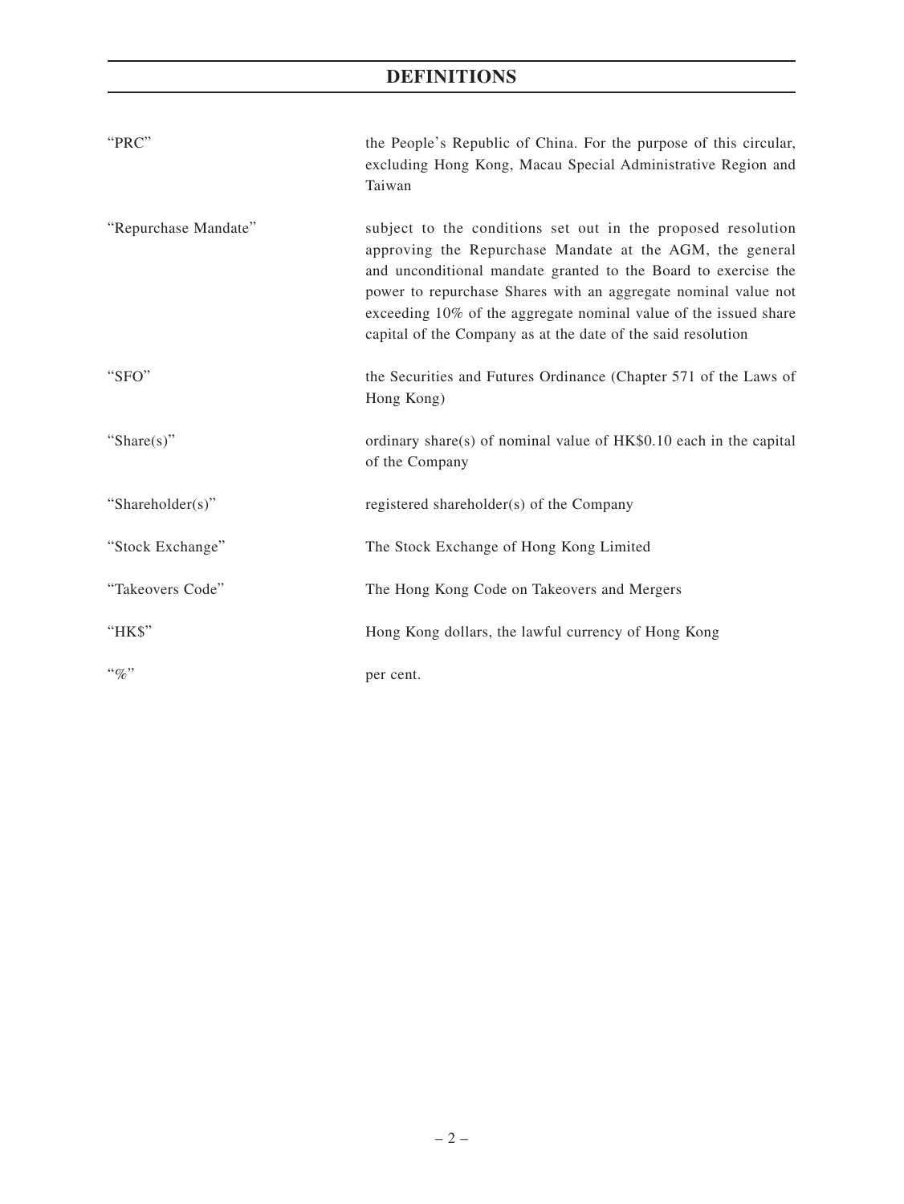# DEFINITIONS

| | |
|---|---|
| "PRC" | the People's Republic of China. For the purpose of this circular, excluding Hong Kong, Macau Special Administrative Region and Taiwan |
| "Repurchase Mandate" | subject to the conditions set out in the proposed resolution approving the Repurchase Mandate at the AGM, the general and unconditional mandate granted to the Board to exercise the power to repurchase Shares with an aggregate nominal value not exceeding 10% of the aggregate nominal value of the issued share capital of the Company as at the date of the said resolution |
| "SFO" | the Securities and Futures Ordinance (Chapter 571 of the Laws of Hong Kong) |
| "Share(s)" | ordinary share(s) of nominal value of HK$0.10 each in the capital of the Company |
| "Shareholder(s)" | registered shareholder(s) of the Company |
| "Stock Exchange" | The Stock Exchange of Hong Kong Limited |
| "Takeovers Code" | The Hong Kong Code on Takeovers and Mergers |
| "HK$" | Hong Kong dollars, the lawful currency of Hong Kong |
| "%" | per cent. |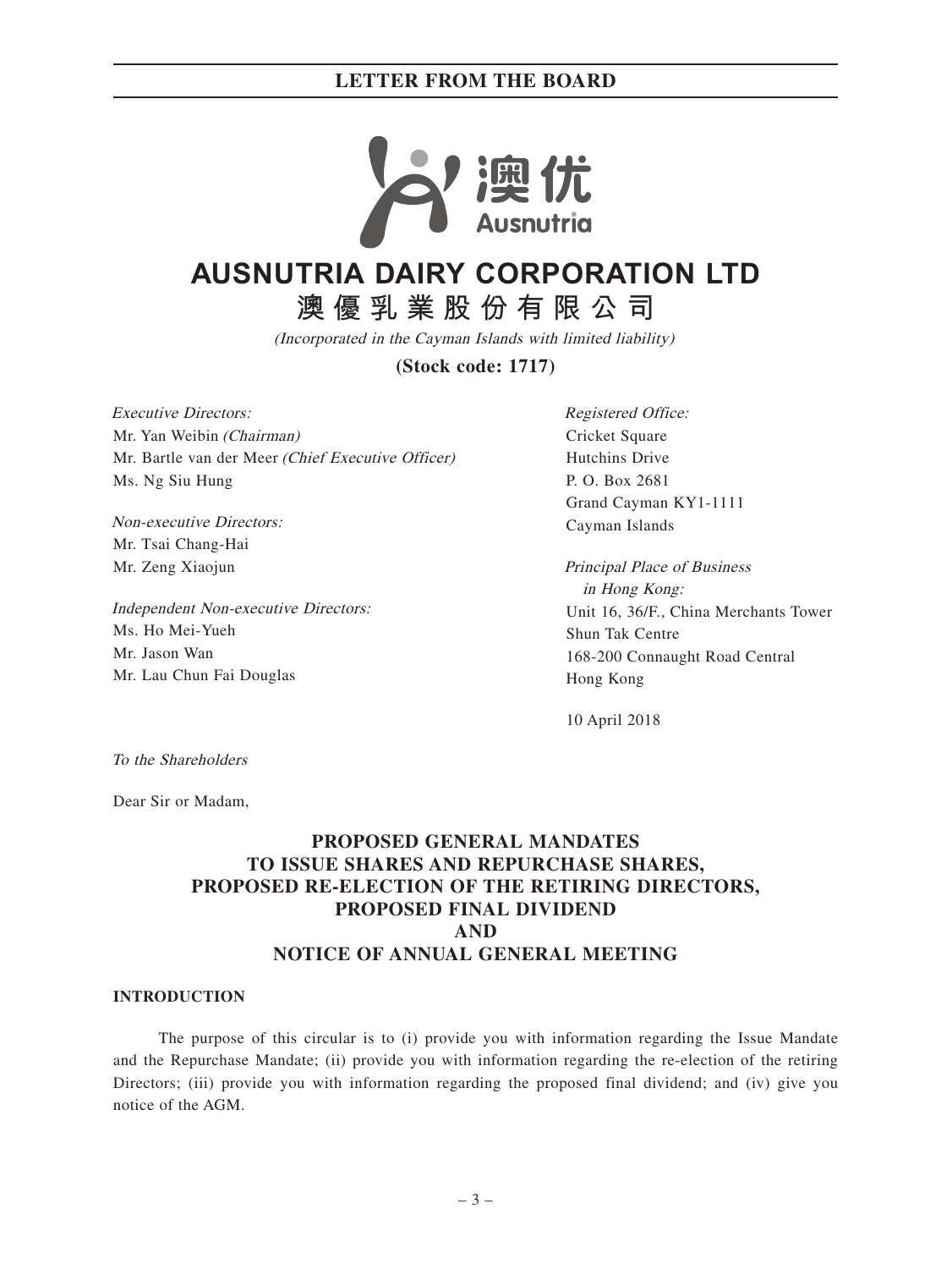# AUSNUTRIA DAIRY CORPORATION LTD

# 澳優乳業股份有限公司

*(Incorporated in the Cayman Islands with limited liability)*

**(Stock code: 1717)**

*Executive Directors:*
Mr. Yan Weibin *(Chairman)*
Mr. Bartle van der Meer *(Chief Executive Officer)*
Ms. Ng Siu Hung

*Non-executive Directors:*
Mr. Tsai Chang-Hai
Mr. Zeng Xiaojun

*Independent Non-executive Directors:*
Ms. Ho Mei-Yueh
Mr. Jason Wan
Mr. Lau Chun Fai Douglas

*Registered Office:*
Cricket Square
Hutchins Drive
P. O. Box 2681
Grand Cayman KY1-1111
Cayman Islands

*Principal Place of Business in Hong Kong:*
Unit 16, 36/F., China Merchants Tower
Shun Tak Centre
168-200 Connaught Road Central
Hong Kong

10 April 2018

*To the Shareholders*

Dear Sir or Madam,

## PROPOSED GENERAL MANDATES TO ISSUE SHARES AND REPURCHASE SHARES, PROPOSED RE-ELECTION OF THE RETIRING DIRECTORS, PROPOSED FINAL DIVIDEND AND NOTICE OF ANNUAL GENERAL MEETING

### INTRODUCTION

The purpose of this circular is to (i) provide you with information regarding the Issue Mandate and the Repurchase Mandate; (ii) provide you with information regarding the re-election of the retiring Directors; (iii) provide you with information regarding the proposed final dividend; and (iv) give you notice of the AGM.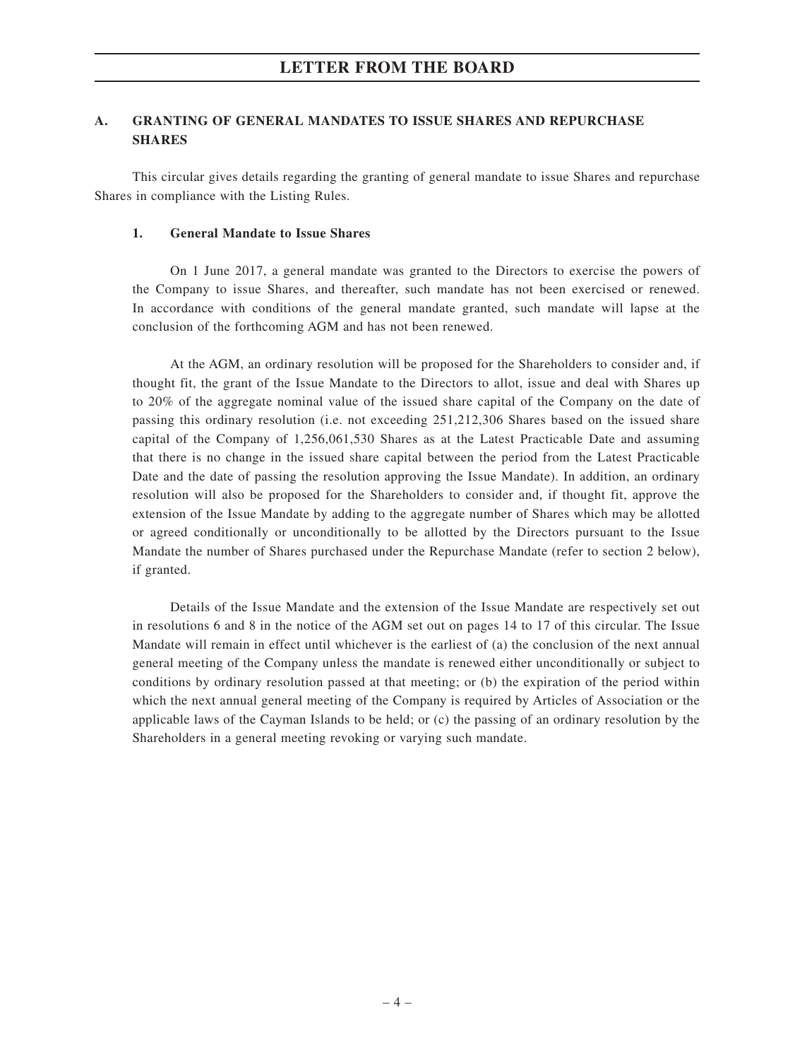## A. GRANTING OF GENERAL MANDATES TO ISSUE SHARES AND REPURCHASE SHARES

This circular gives details regarding the granting of general mandate to issue Shares and repurchase Shares in compliance with the Listing Rules.

### 1. General Mandate to Issue Shares

On 1 June 2017, a general mandate was granted to the Directors to exercise the powers of the Company to issue Shares, and thereafter, such mandate has not been exercised or renewed. In accordance with conditions of the general mandate granted, such mandate will lapse at the conclusion of the forthcoming AGM and has not been renewed.

At the AGM, an ordinary resolution will be proposed for the Shareholders to consider and, if thought fit, the grant of the Issue Mandate to the Directors to allot, issue and deal with Shares up to 20% of the aggregate nominal value of the issued share capital of the Company on the date of passing this ordinary resolution (i.e. not exceeding 251,212,306 Shares based on the issued share capital of the Company of 1,256,061,530 Shares as at the Latest Practicable Date and assuming that there is no change in the issued share capital between the period from the Latest Practicable Date and the date of passing the resolution approving the Issue Mandate). In addition, an ordinary resolution will also be proposed for the Shareholders to consider and, if thought fit, approve the extension of the Issue Mandate by adding to the aggregate number of Shares which may be allotted or agreed conditionally or unconditionally to be allotted by the Directors pursuant to the Issue Mandate the number of Shares purchased under the Repurchase Mandate (refer to section 2 below), if granted.

Details of the Issue Mandate and the extension of the Issue Mandate are respectively set out in resolutions 6 and 8 in the notice of the AGM set out on pages 14 to 17 of this circular. The Issue Mandate will remain in effect until whichever is the earliest of (a) the conclusion of the next annual general meeting of the Company unless the mandate is renewed either unconditionally or subject to conditions by ordinary resolution passed at that meeting; or (b) the expiration of the period within which the next annual general meeting of the Company is required by Articles of Association or the applicable laws of the Cayman Islands to be held; or (c) the passing of an ordinary resolution by the Shareholders in a general meeting revoking or varying such mandate.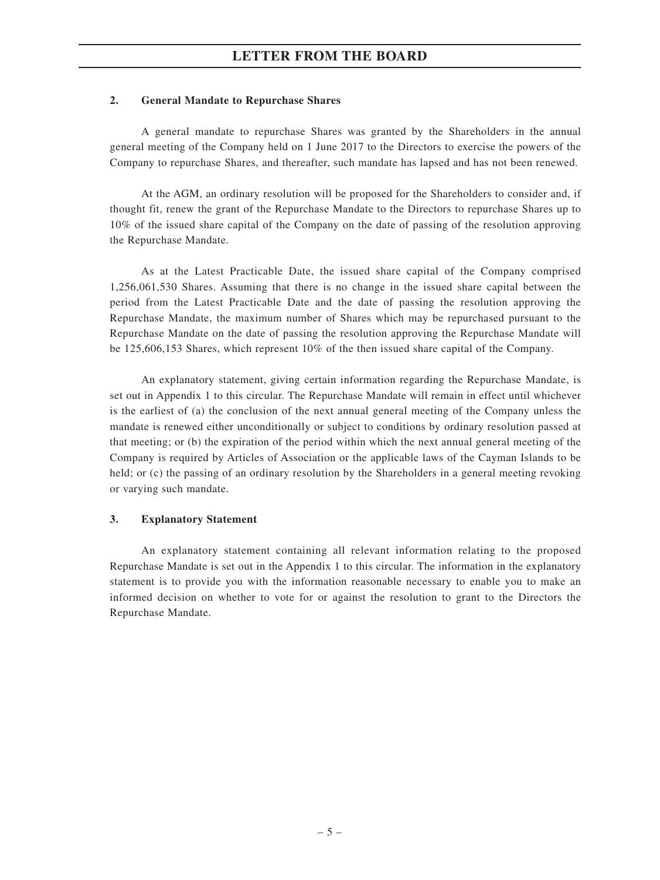## 2. General Mandate to Repurchase Shares

A general mandate to repurchase Shares was granted by the Shareholders in the annual general meeting of the Company held on 1 June 2017 to the Directors to exercise the powers of the Company to repurchase Shares, and thereafter, such mandate has lapsed and has not been renewed.

At the AGM, an ordinary resolution will be proposed for the Shareholders to consider and, if thought fit, renew the grant of the Repurchase Mandate to the Directors to repurchase Shares up to 10% of the issued share capital of the Company on the date of passing of the resolution approving the Repurchase Mandate.

As at the Latest Practicable Date, the issued share capital of the Company comprised 1,256,061,530 Shares. Assuming that there is no change in the issued share capital between the period from the Latest Practicable Date and the date of passing the resolution approving the Repurchase Mandate, the maximum number of Shares which may be repurchased pursuant to the Repurchase Mandate on the date of passing the resolution approving the Repurchase Mandate will be 125,606,153 Shares, which represent 10% of the then issued share capital of the Company.

An explanatory statement, giving certain information regarding the Repurchase Mandate, is set out in Appendix 1 to this circular. The Repurchase Mandate will remain in effect until whichever is the earliest of (a) the conclusion of the next annual general meeting of the Company unless the mandate is renewed either unconditionally or subject to conditions by ordinary resolution passed at that meeting; or (b) the expiration of the period within which the next annual general meeting of the Company is required by Articles of Association or the applicable laws of the Cayman Islands to be held; or (c) the passing of an ordinary resolution by the Shareholders in a general meeting revoking or varying such mandate.

## 3. Explanatory Statement

An explanatory statement containing all relevant information relating to the proposed Repurchase Mandate is set out in the Appendix 1 to this circular. The information in the explanatory statement is to provide you with the information reasonable necessary to enable you to make an informed decision on whether to vote for or against the resolution to grant to the Directors the Repurchase Mandate.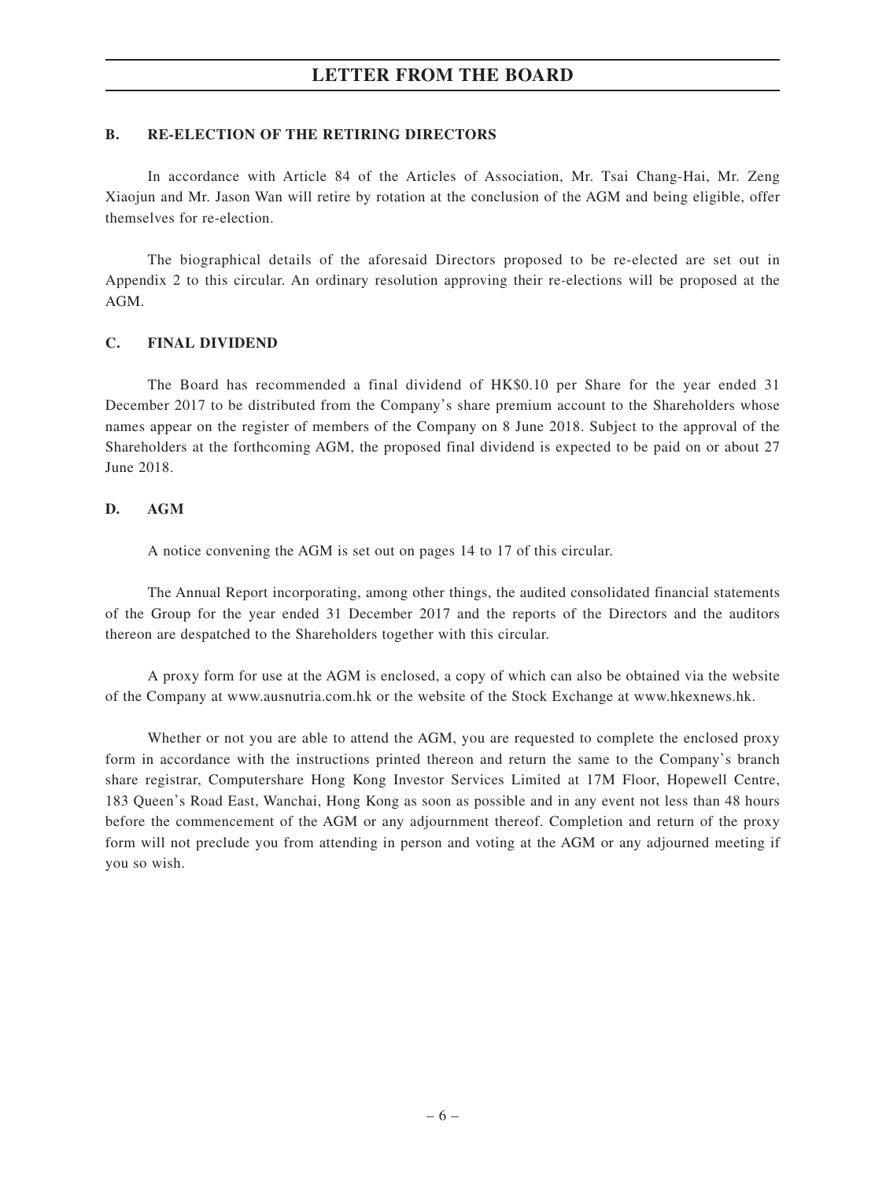## B. RE-ELECTION OF THE RETIRING DIRECTORS

In accordance with Article 84 of the Articles of Association, Mr. Tsai Chang-Hai, Mr. Zeng Xiaojun and Mr. Jason Wan will retire by rotation at the conclusion of the AGM and being eligible, offer themselves for re-election.

The biographical details of the aforesaid Directors proposed to be re-elected are set out in Appendix 2 to this circular. An ordinary resolution approving their re-elections will be proposed at the AGM.

## C. FINAL DIVIDEND

The Board has recommended a final dividend of HK$0.10 per Share for the year ended 31 December 2017 to be distributed from the Company's share premium account to the Shareholders whose names appear on the register of members of the Company on 8 June 2018. Subject to the approval of the Shareholders at the forthcoming AGM, the proposed final dividend is expected to be paid on or about 27 June 2018.

## D. AGM

A notice convening the AGM is set out on pages 14 to 17 of this circular.

The Annual Report incorporating, among other things, the audited consolidated financial statements of the Group for the year ended 31 December 2017 and the reports of the Directors and the auditors thereon are despatched to the Shareholders together with this circular.

A proxy form for use at the AGM is enclosed, a copy of which can also be obtained via the website of the Company at www.ausnutria.com.hk or the website of the Stock Exchange at www.hkexnews.hk.

Whether or not you are able to attend the AGM, you are requested to complete the enclosed proxy form in accordance with the instructions printed thereon and return the same to the Company's branch share registrar, Computershare Hong Kong Investor Services Limited at 17M Floor, Hopewell Centre, 183 Queen's Road East, Wanchai, Hong Kong as soon as possible and in any event not less than 48 hours before the commencement of the AGM or any adjournment thereof. Completion and return of the proxy form will not preclude you from attending in person and voting at the AGM or any adjourned meeting if you so wish.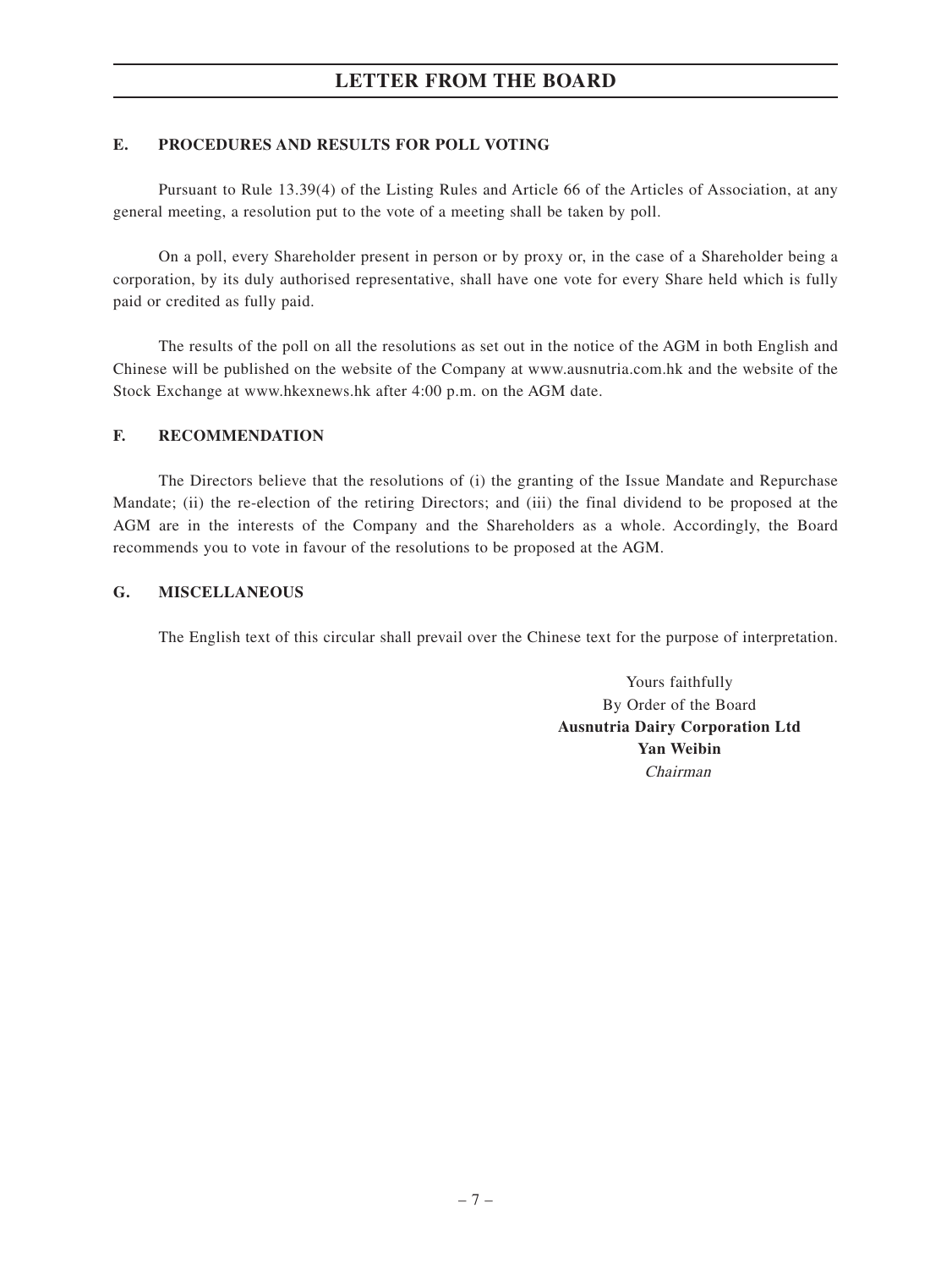## E. PROCEDURES AND RESULTS FOR POLL VOTING

Pursuant to Rule 13.39(4) of the Listing Rules and Article 66 of the Articles of Association, at any general meeting, a resolution put to the vote of a meeting shall be taken by poll.

On a poll, every Shareholder present in person or by proxy or, in the case of a Shareholder being a corporation, by its duly authorised representative, shall have one vote for every Share held which is fully paid or credited as fully paid.

The results of the poll on all the resolutions as set out in the notice of the AGM in both English and Chinese will be published on the website of the Company at www.ausnutria.com.hk and the website of the Stock Exchange at www.hkexnews.hk after 4:00 p.m. on the AGM date.

## F. RECOMMENDATION

The Directors believe that the resolutions of (i) the granting of the Issue Mandate and Repurchase Mandate; (ii) the re-election of the retiring Directors; and (iii) the final dividend to be proposed at the AGM are in the interests of the Company and the Shareholders as a whole. Accordingly, the Board recommends you to vote in favour of the resolutions to be proposed at the AGM.

## G. MISCELLANEOUS

The English text of this circular shall prevail over the Chinese text for the purpose of interpretation.

Yours faithfully
By Order of the Board
**Ausnutria Dairy Corporation Ltd**
**Yan Weibin**
*Chairman*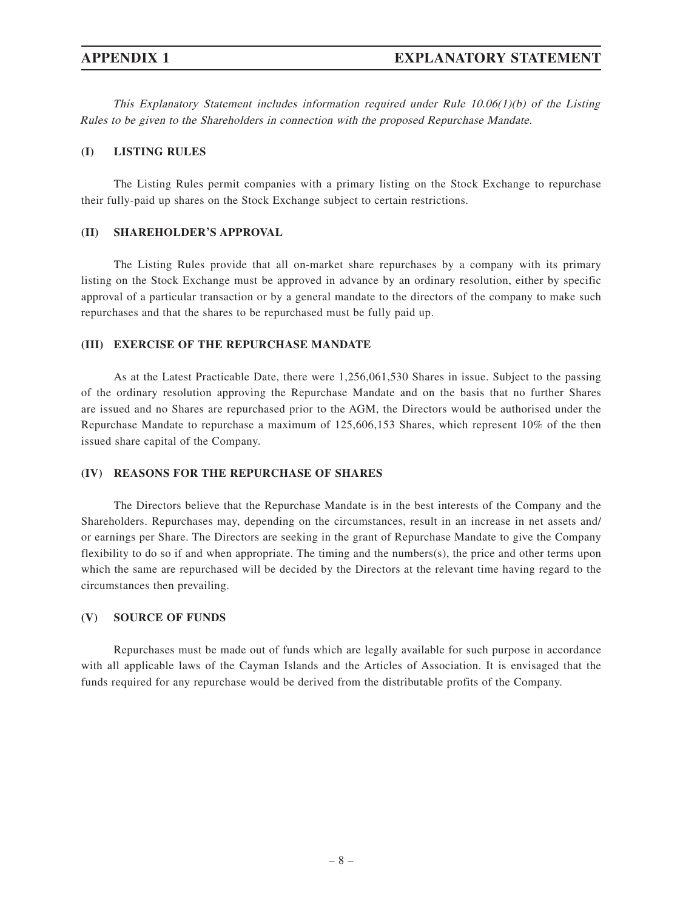# APPENDIX 1 EXPLANATORY STATEMENT

*This Explanatory Statement includes information required under Rule 10.06(1)(b) of the Listing Rules to be given to the Shareholders in connection with the proposed Repurchase Mandate.*

## (I) LISTING RULES

The Listing Rules permit companies with a primary listing on the Stock Exchange to repurchase their fully-paid up shares on the Stock Exchange subject to certain restrictions.

## (II) SHAREHOLDER'S APPROVAL

The Listing Rules provide that all on-market share repurchases by a company with its primary listing on the Stock Exchange must be approved in advance by an ordinary resolution, either by specific approval of a particular transaction or by a general mandate to the directors of the company to make such repurchases and that the shares to be repurchased must be fully paid up.

## (III) EXERCISE OF THE REPURCHASE MANDATE

As at the Latest Practicable Date, there were 1,256,061,530 Shares in issue. Subject to the passing of the ordinary resolution approving the Repurchase Mandate and on the basis that no further Shares are issued and no Shares are repurchased prior to the AGM, the Directors would be authorised under the Repurchase Mandate to repurchase a maximum of 125,606,153 Shares, which represent 10% of the then issued share capital of the Company.

## (IV) REASONS FOR THE REPURCHASE OF SHARES

The Directors believe that the Repurchase Mandate is in the best interests of the Company and the Shareholders. Repurchases may, depending on the circumstances, result in an increase in net assets and/ or earnings per Share. The Directors are seeking in the grant of Repurchase Mandate to give the Company flexibility to do so if and when appropriate. The timing and the numbers(s), the price and other terms upon which the same are repurchased will be decided by the Directors at the relevant time having regard to the circumstances then prevailing.

## (V) SOURCE OF FUNDS

Repurchases must be made out of funds which are legally available for such purpose in accordance with all applicable laws of the Cayman Islands and the Articles of Association. It is envisaged that the funds required for any repurchase would be derived from the distributable profits of the Company.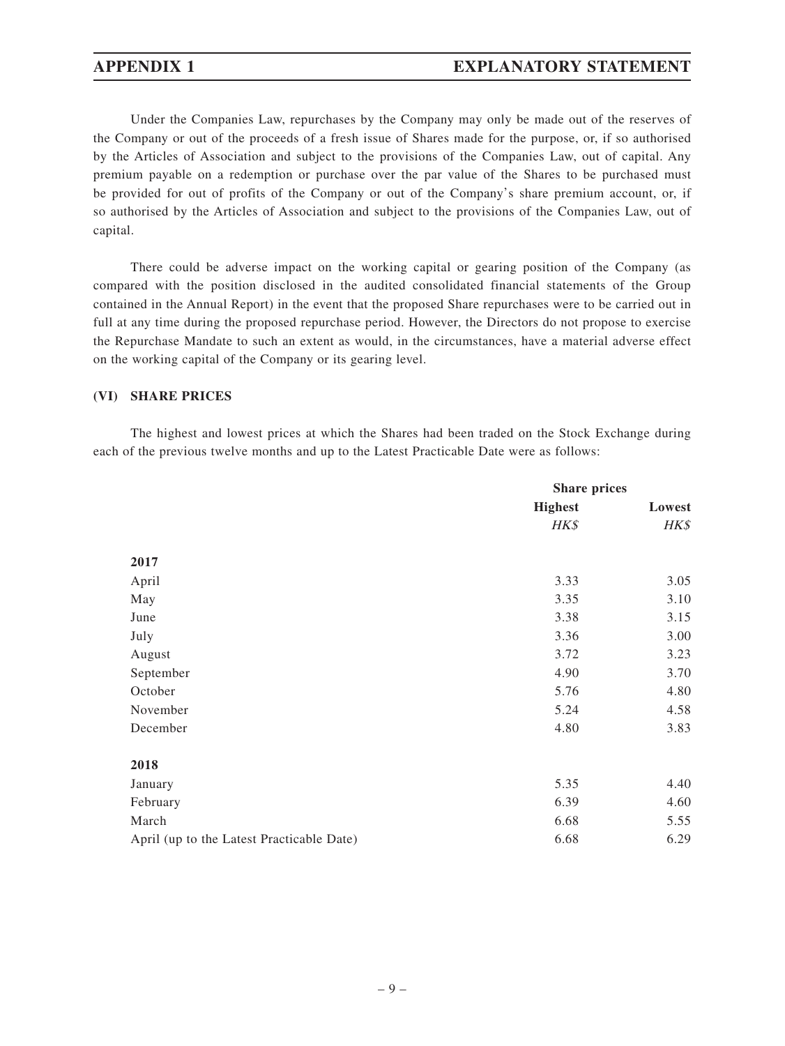Under the Companies Law, repurchases by the Company may only be made out of the reserves of the Company or out of the proceeds of a fresh issue of Shares made for the purpose, or, if so authorised by the Articles of Association and subject to the provisions of the Companies Law, out of capital. Any premium payable on a redemption or purchase over the par value of the Shares to be purchased must be provided for out of profits of the Company or out of the Company's share premium account, or, if so authorised by the Articles of Association and subject to the provisions of the Companies Law, out of capital.

There could be adverse impact on the working capital or gearing position of the Company (as compared with the position disclosed in the audited consolidated financial statements of the Group contained in the Annual Report) in the event that the proposed Share repurchases were to be carried out in full at any time during the proposed repurchase period. However, the Directors do not propose to exercise the Repurchase Mandate to such an extent as would, in the circumstances, have a material adverse effect on the working capital of the Company or its gearing level.

## (VI) SHARE PRICES

The highest and lowest prices at which the Shares had been traded on the Stock Exchange during each of the previous twelve months and up to the Latest Practicable Date were as follows:

| | Share prices | |
|---|---|---|
| | **Highest** | **Lowest** |
| | *HK$* | *HK$* |
| **2017** | | |
| April | 3.33 | 3.05 |
| May | 3.35 | 3.10 |
| June | 3.38 | 3.15 |
| July | 3.36 | 3.00 |
| August | 3.72 | 3.23 |
| September | 4.90 | 3.70 |
| October | 5.76 | 4.80 |
| November | 5.24 | 4.58 |
| December | 4.80 | 3.83 |
| **2018** | | |
| January | 5.35 | 4.40 |
| February | 6.39 | 4.60 |
| March | 6.68 | 5.55 |
| April (up to the Latest Practicable Date) | 6.68 | 6.29 |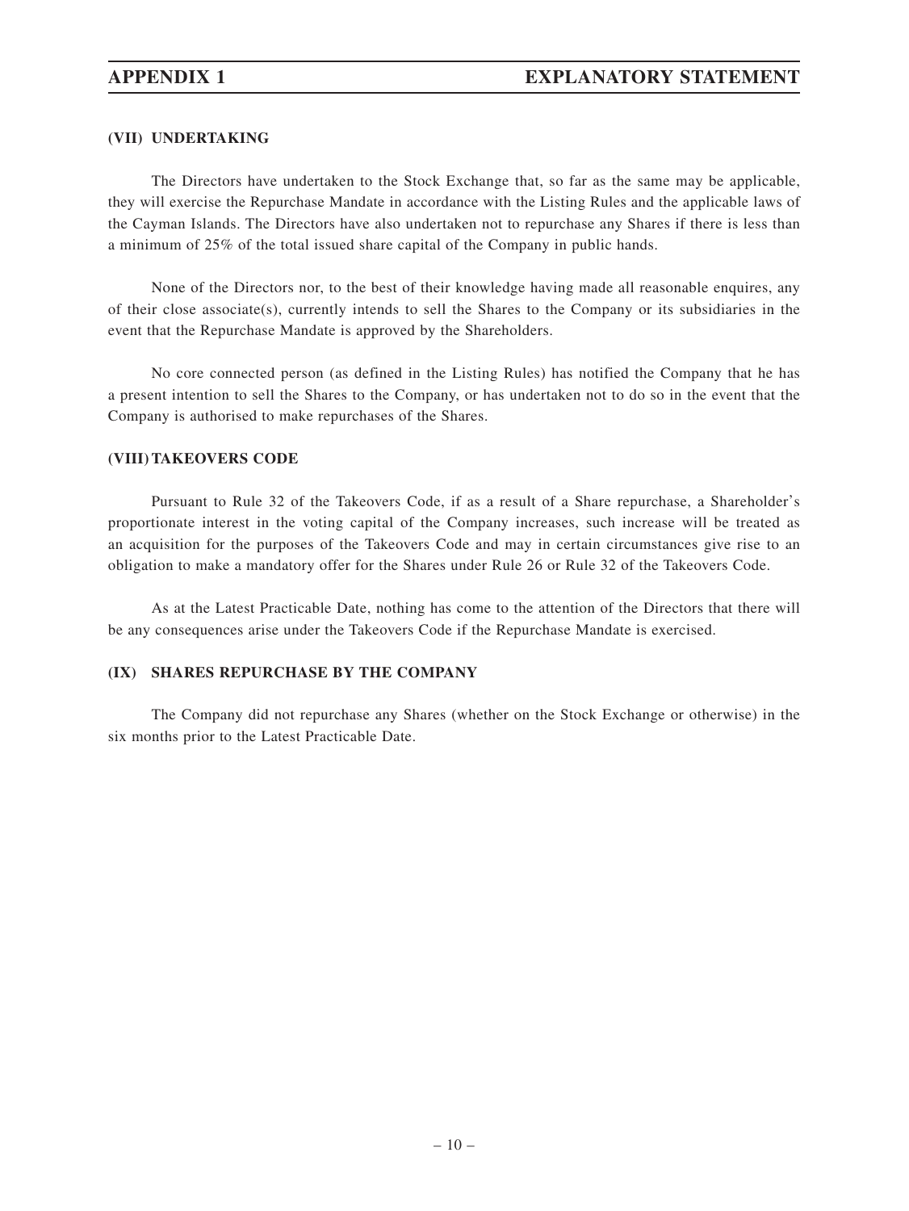### (VII) UNDERTAKING

The Directors have undertaken to the Stock Exchange that, so far as the same may be applicable, they will exercise the Repurchase Mandate in accordance with the Listing Rules and the applicable laws of the Cayman Islands. The Directors have also undertaken not to repurchase any Shares if there is less than a minimum of 25% of the total issued share capital of the Company in public hands.

None of the Directors nor, to the best of their knowledge having made all reasonable enquires, any of their close associate(s), currently intends to sell the Shares to the Company or its subsidiaries in the event that the Repurchase Mandate is approved by the Shareholders.

No core connected person (as defined in the Listing Rules) has notified the Company that he has a present intention to sell the Shares to the Company, or has undertaken not to do so in the event that the Company is authorised to make repurchases of the Shares.

### (VIII) TAKEOVERS CODE

Pursuant to Rule 32 of the Takeovers Code, if as a result of a Share repurchase, a Shareholder's proportionate interest in the voting capital of the Company increases, such increase will be treated as an acquisition for the purposes of the Takeovers Code and may in certain circumstances give rise to an obligation to make a mandatory offer for the Shares under Rule 26 or Rule 32 of the Takeovers Code.

As at the Latest Practicable Date, nothing has come to the attention of the Directors that there will be any consequences arise under the Takeovers Code if the Repurchase Mandate is exercised.

### (IX) SHARES REPURCHASE BY THE COMPANY

The Company did not repurchase any Shares (whether on the Stock Exchange or otherwise) in the six months prior to the Latest Practicable Date.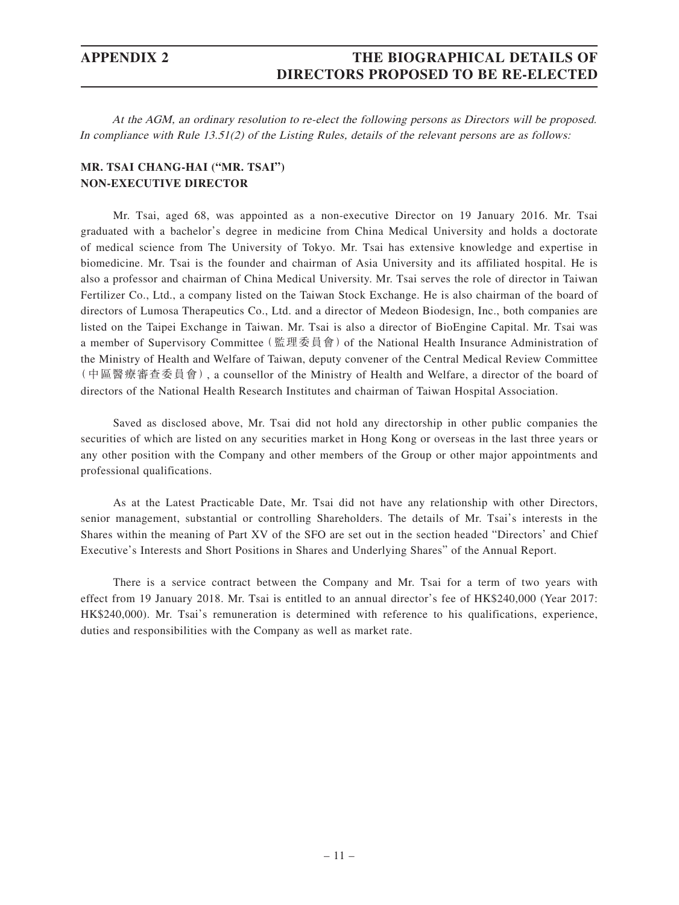*At the AGM, an ordinary resolution to re-elect the following persons as Directors will be proposed. In compliance with Rule 13.51(2) of the Listing Rules, details of the relevant persons are as follows:*

**MR. TSAI CHANG-HAI ("MR. TSAI")**
**NON-EXECUTIVE DIRECTOR**

Mr. Tsai, aged 68, was appointed as a non-executive Director on 19 January 2016. Mr. Tsai graduated with a bachelor's degree in medicine from China Medical University and holds a doctorate of medical science from The University of Tokyo. Mr. Tsai has extensive knowledge and expertise in biomedicine. Mr. Tsai is the founder and chairman of Asia University and its affiliated hospital. He is also a professor and chairman of China Medical University. Mr. Tsai serves the role of director in Taiwan Fertilizer Co., Ltd., a company listed on the Taiwan Stock Exchange. He is also chairman of the board of directors of Lumosa Therapeutics Co., Ltd. and a director of Medeon Biodesign, Inc., both companies are listed on the Taipei Exchange in Taiwan. Mr. Tsai is also a director of BioEngine Capital. Mr. Tsai was a member of Supervisory Committee (監理委員會) of the National Health Insurance Administration of the Ministry of Health and Welfare of Taiwan, deputy convener of the Central Medical Review Committee (中區醫療審查委員會), a counsellor of the Ministry of Health and Welfare, a director of the board of directors of the National Health Research Institutes and chairman of Taiwan Hospital Association.

Saved as disclosed above, Mr. Tsai did not hold any directorship in other public companies the securities of which are listed on any securities market in Hong Kong or overseas in the last three years or any other position with the Company and other members of the Group or other major appointments and professional qualifications.

As at the Latest Practicable Date, Mr. Tsai did not have any relationship with other Directors, senior management, substantial or controlling Shareholders. The details of Mr. Tsai's interests in the Shares within the meaning of Part XV of the SFO are set out in the section headed "Directors' and Chief Executive's Interests and Short Positions in Shares and Underlying Shares" of the Annual Report.

There is a service contract between the Company and Mr. Tsai for a term of two years with effect from 19 January 2018. Mr. Tsai is entitled to an annual director's fee of HK$240,000 (Year 2017: HK$240,000). Mr. Tsai's remuneration is determined with reference to his qualifications, experience, duties and responsibilities with the Company as well as market rate.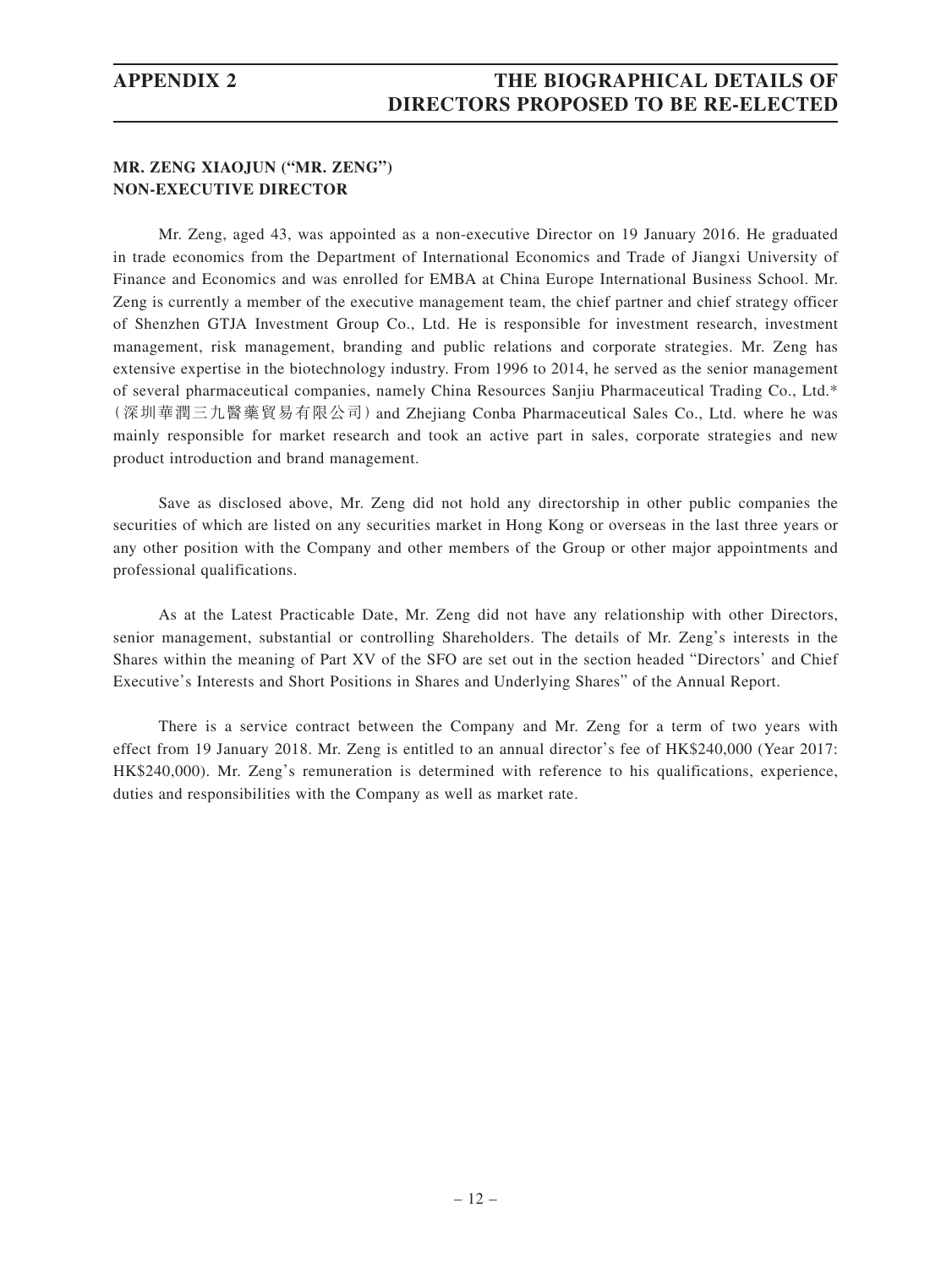**MR. ZENG XIAOJUN ("MR. ZENG")**
**NON-EXECUTIVE DIRECTOR**

Mr. Zeng, aged 43, was appointed as a non-executive Director on 19 January 2016. He graduated in trade economics from the Department of International Economics and Trade of Jiangxi University of Finance and Economics and was enrolled for EMBA at China Europe International Business School. Mr. Zeng is currently a member of the executive management team, the chief partner and chief strategy officer of Shenzhen GTJA Investment Group Co., Ltd. He is responsible for investment research, investment management, risk management, branding and public relations and corporate strategies. Mr. Zeng has extensive expertise in the biotechnology industry. From 1996 to 2014, he served as the senior management of several pharmaceutical companies, namely China Resources Sanjiu Pharmaceutical Trading Co., Ltd.* (深圳華潤三九醫藥貿易有限公司) and Zhejiang Conba Pharmaceutical Sales Co., Ltd. where he was mainly responsible for market research and took an active part in sales, corporate strategies and new product introduction and brand management.

Save as disclosed above, Mr. Zeng did not hold any directorship in other public companies the securities of which are listed on any securities market in Hong Kong or overseas in the last three years or any other position with the Company and other members of the Group or other major appointments and professional qualifications.

As at the Latest Practicable Date, Mr. Zeng did not have any relationship with other Directors, senior management, substantial or controlling Shareholders. The details of Mr. Zeng's interests in the Shares within the meaning of Part XV of the SFO are set out in the section headed "Directors' and Chief Executive's Interests and Short Positions in Shares and Underlying Shares" of the Annual Report.

There is a service contract between the Company and Mr. Zeng for a term of two years with effect from 19 January 2018. Mr. Zeng is entitled to an annual director's fee of HK$240,000 (Year 2017: HK$240,000). Mr. Zeng's remuneration is determined with reference to his qualifications, experience, duties and responsibilities with the Company as well as market rate.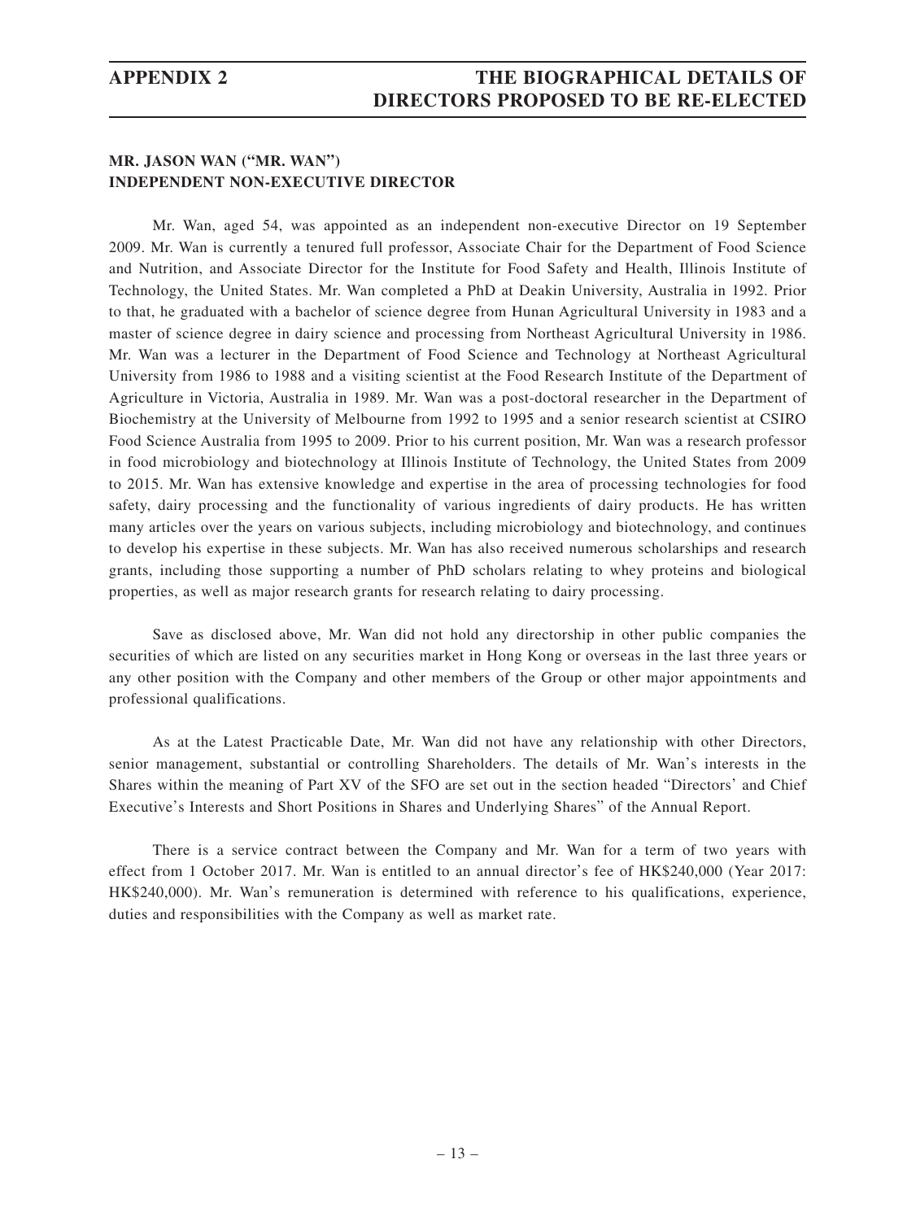**MR. JASON WAN ("MR. WAN")**
**INDEPENDENT NON-EXECUTIVE DIRECTOR**

Mr. Wan, aged 54, was appointed as an independent non-executive Director on 19 September 2009. Mr. Wan is currently a tenured full professor, Associate Chair for the Department of Food Science and Nutrition, and Associate Director for the Institute for Food Safety and Health, Illinois Institute of Technology, the United States. Mr. Wan completed a PhD at Deakin University, Australia in 1992. Prior to that, he graduated with a bachelor of science degree from Hunan Agricultural University in 1983 and a master of science degree in dairy science and processing from Northeast Agricultural University in 1986. Mr. Wan was a lecturer in the Department of Food Science and Technology at Northeast Agricultural University from 1986 to 1988 and a visiting scientist at the Food Research Institute of the Department of Agriculture in Victoria, Australia in 1989. Mr. Wan was a post-doctoral researcher in the Department of Biochemistry at the University of Melbourne from 1992 to 1995 and a senior research scientist at CSIRO Food Science Australia from 1995 to 2009. Prior to his current position, Mr. Wan was a research professor in food microbiology and biotechnology at Illinois Institute of Technology, the United States from 2009 to 2015. Mr. Wan has extensive knowledge and expertise in the area of processing technologies for food safety, dairy processing and the functionality of various ingredients of dairy products. He has written many articles over the years on various subjects, including microbiology and biotechnology, and continues to develop his expertise in these subjects. Mr. Wan has also received numerous scholarships and research grants, including those supporting a number of PhD scholars relating to whey proteins and biological properties, as well as major research grants for research relating to dairy processing.

Save as disclosed above, Mr. Wan did not hold any directorship in other public companies the securities of which are listed on any securities market in Hong Kong or overseas in the last three years or any other position with the Company and other members of the Group or other major appointments and professional qualifications.

As at the Latest Practicable Date, Mr. Wan did not have any relationship with other Directors, senior management, substantial or controlling Shareholders. The details of Mr. Wan's interests in the Shares within the meaning of Part XV of the SFO are set out in the section headed "Directors' and Chief Executive's Interests and Short Positions in Shares and Underlying Shares" of the Annual Report.

There is a service contract between the Company and Mr. Wan for a term of two years with effect from 1 October 2017. Mr. Wan is entitled to an annual director's fee of HK$240,000 (Year 2017: HK$240,000). Mr. Wan's remuneration is determined with reference to his qualifications, experience, duties and responsibilities with the Company as well as market rate.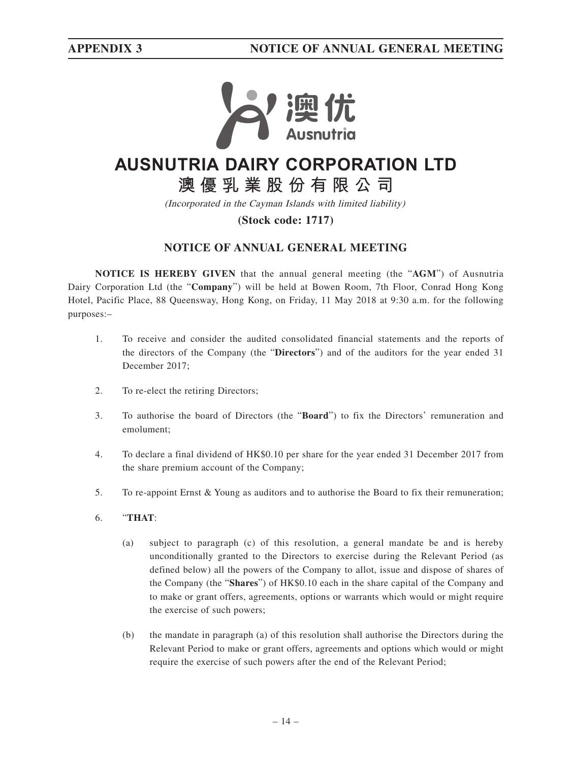# AUSNUTRIA DAIRY CORPORATION LTD

## 澳優乳業股份有限公司

*(Incorporated in the Cayman Islands with limited liability)*

**(Stock code: 1717)**

## NOTICE OF ANNUAL GENERAL MEETING

**NOTICE IS HEREBY GIVEN** that the annual general meeting (the "**AGM**") of Ausnutria Dairy Corporation Ltd (the "**Company**") will be held at Bowen Room, 7th Floor, Conrad Hong Kong Hotel, Pacific Place, 88 Queensway, Hong Kong, on Friday, 11 May 2018 at 9:30 a.m. for the following purposes:–

1. To receive and consider the audited consolidated financial statements and the reports of the directors of the Company (the "**Directors**") and of the auditors for the year ended 31 December 2017;

2. To re-elect the retiring Directors;

3. To authorise the board of Directors (the "**Board**") to fix the Directors' remuneration and emolument;

4. To declare a final dividend of HK$0.10 per share for the year ended 31 December 2017 from the share premium account of the Company;

5. To re-appoint Ernst & Young as auditors and to authorise the Board to fix their remuneration;

6. "**THAT**:

   (a) subject to paragraph (c) of this resolution, a general mandate be and is hereby unconditionally granted to the Directors to exercise during the Relevant Period (as defined below) all the powers of the Company to allot, issue and dispose of shares of the Company (the "**Shares**") of HK$0.10 each in the share capital of the Company and to make or grant offers, agreements, options or warrants which would or might require the exercise of such powers;

   (b) the mandate in paragraph (a) of this resolution shall authorise the Directors during the Relevant Period to make or grant offers, agreements and options which would or might require the exercise of such powers after the end of the Relevant Period;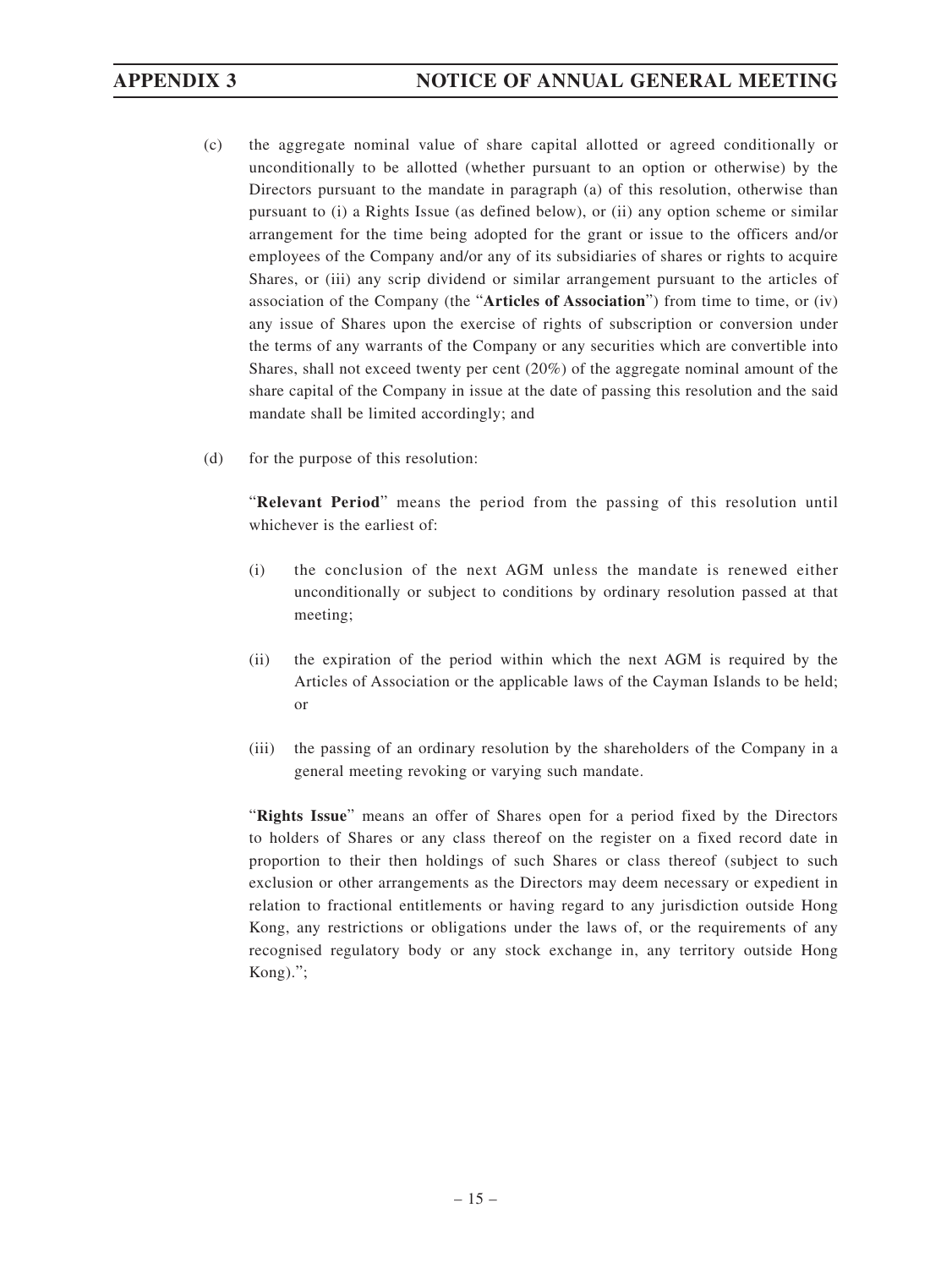(c) the aggregate nominal value of share capital allotted or agreed conditionally or unconditionally to be allotted (whether pursuant to an option or otherwise) by the Directors pursuant to the mandate in paragraph (a) of this resolution, otherwise than pursuant to (i) a Rights Issue (as defined below), or (ii) any option scheme or similar arrangement for the time being adopted for the grant or issue to the officers and/or employees of the Company and/or any of its subsidiaries of shares or rights to acquire Shares, or (iii) any scrip dividend or similar arrangement pursuant to the articles of association of the Company (the "**Articles of Association**") from time to time, or (iv) any issue of Shares upon the exercise of rights of subscription or conversion under the terms of any warrants of the Company or any securities which are convertible into Shares, shall not exceed twenty per cent (20%) of the aggregate nominal amount of the share capital of the Company in issue at the date of passing this resolution and the said mandate shall be limited accordingly; and

(d) for the purpose of this resolution:

"**Relevant Period**" means the period from the passing of this resolution until whichever is the earliest of:

(i) the conclusion of the next AGM unless the mandate is renewed either unconditionally or subject to conditions by ordinary resolution passed at that meeting;

(ii) the expiration of the period within which the next AGM is required by the Articles of Association or the applicable laws of the Cayman Islands to be held; or

(iii) the passing of an ordinary resolution by the shareholders of the Company in a general meeting revoking or varying such mandate.

"**Rights Issue**" means an offer of Shares open for a period fixed by the Directors to holders of Shares or any class thereof on the register on a fixed record date in proportion to their then holdings of such Shares or class thereof (subject to such exclusion or other arrangements as the Directors may deem necessary or expedient in relation to fractional entitlements or having regard to any jurisdiction outside Hong Kong, any restrictions or obligations under the laws of, or the requirements of any recognised regulatory body or any stock exchange in, any territory outside Hong Kong).";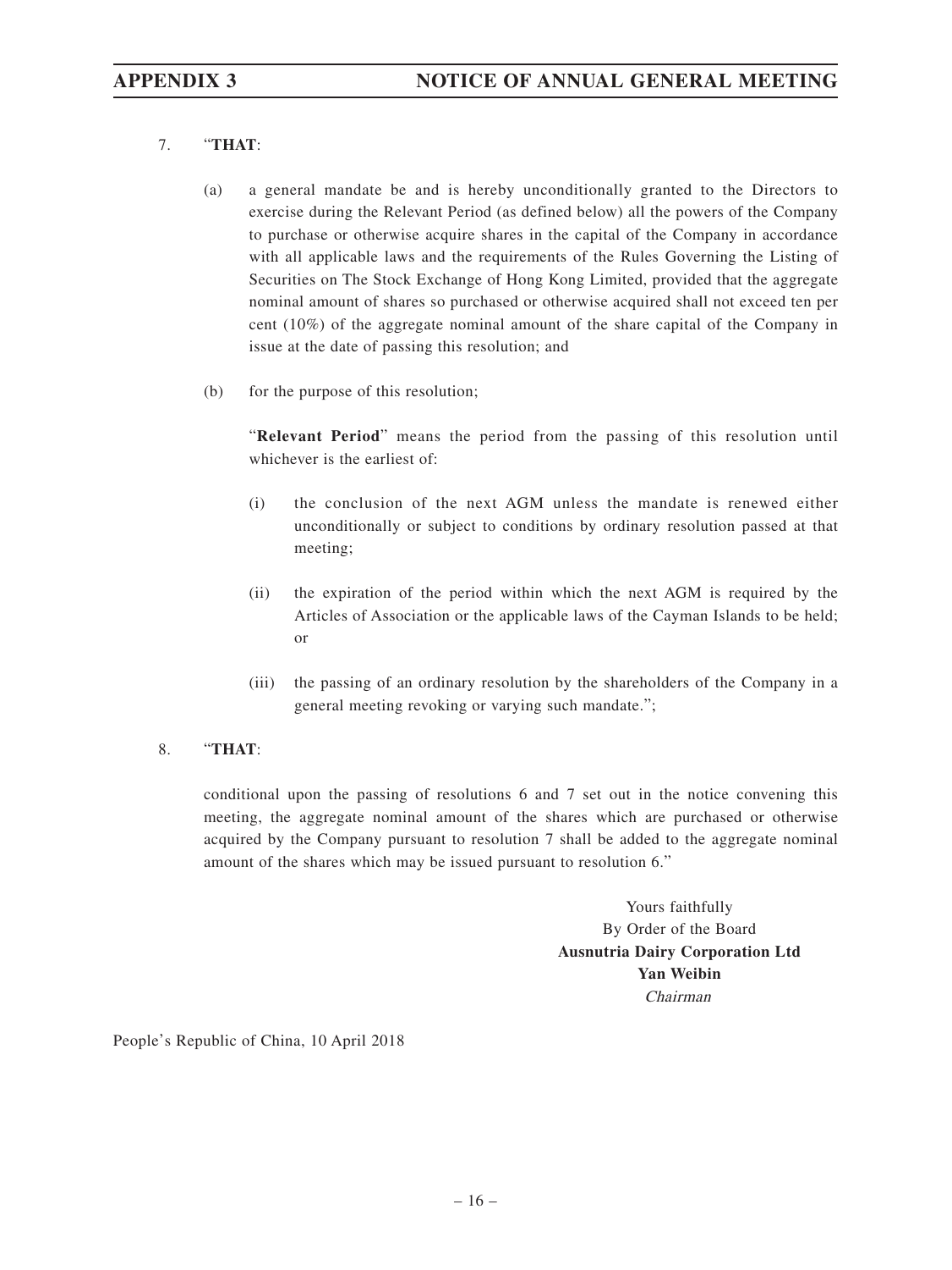7. "**THAT**:

   (a) a general mandate be and is hereby unconditionally granted to the Directors to exercise during the Relevant Period (as defined below) all the powers of the Company to purchase or otherwise acquire shares in the capital of the Company in accordance with all applicable laws and the requirements of the Rules Governing the Listing of Securities on The Stock Exchange of Hong Kong Limited, provided that the aggregate nominal amount of shares so purchased or otherwise acquired shall not exceed ten per cent (10%) of the aggregate nominal amount of the share capital of the Company in issue at the date of passing this resolution; and

   (b) for the purpose of this resolution;

   "**Relevant Period**" means the period from the passing of this resolution until whichever is the earliest of:

   (i) the conclusion of the next AGM unless the mandate is renewed either unconditionally or subject to conditions by ordinary resolution passed at that meeting;

   (ii) the expiration of the period within which the next AGM is required by the Articles of Association or the applicable laws of the Cayman Islands to be held; or

   (iii) the passing of an ordinary resolution by the shareholders of the Company in a general meeting revoking or varying such mandate.";

8. "**THAT**:

   conditional upon the passing of resolutions 6 and 7 set out in the notice convening this meeting, the aggregate nominal amount of the shares which are purchased or otherwise acquired by the Company pursuant to resolution 7 shall be added to the aggregate nominal amount of the shares which may be issued pursuant to resolution 6."

Yours faithfully
By Order of the Board
**Ausnutria Dairy Corporation Ltd**
**Yan Weibin**
*Chairman*

People's Republic of China, 10 April 2018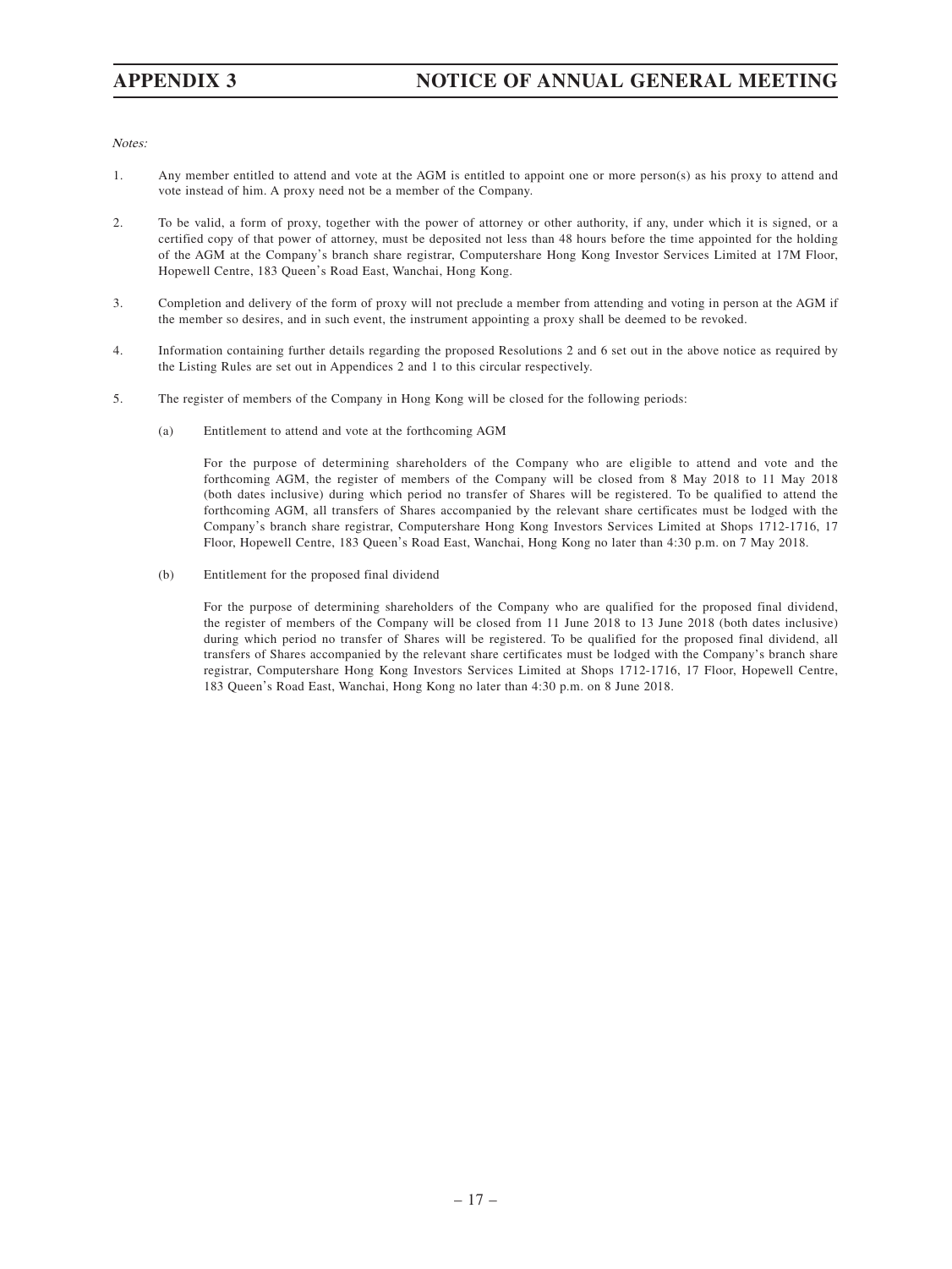# APPENDIX 3 NOTICE OF ANNUAL GENERAL MEETING

*Notes:*

1. Any member entitled to attend and vote at the AGM is entitled to appoint one or more person(s) as his proxy to attend and vote instead of him. A proxy need not be a member of the Company.

2. To be valid, a form of proxy, together with the power of attorney or other authority, if any, under which it is signed, or a certified copy of that power of attorney, must be deposited not less than 48 hours before the time appointed for the holding of the AGM at the Company's branch share registrar, Computershare Hong Kong Investor Services Limited at 17M Floor, Hopewell Centre, 183 Queen's Road East, Wanchai, Hong Kong.

3. Completion and delivery of the form of proxy will not preclude a member from attending and voting in person at the AGM if the member so desires, and in such event, the instrument appointing a proxy shall be deemed to be revoked.

4. Information containing further details regarding the proposed Resolutions 2 and 6 set out in the above notice as required by the Listing Rules are set out in Appendices 2 and 1 to this circular respectively.

5. The register of members of the Company in Hong Kong will be closed for the following periods:

   (a) Entitlement to attend and vote at the forthcoming AGM

   For the purpose of determining shareholders of the Company who are eligible to attend and vote and the forthcoming AGM, the register of members of the Company will be closed from 8 May 2018 to 11 May 2018 (both dates inclusive) during which period no transfer of Shares will be registered. To be qualified to attend the forthcoming AGM, all transfers of Shares accompanied by the relevant share certificates must be lodged with the Company's branch share registrar, Computershare Hong Kong Investors Services Limited at Shops 1712-1716, 17 Floor, Hopewell Centre, 183 Queen's Road East, Wanchai, Hong Kong no later than 4:30 p.m. on 7 May 2018.

   (b) Entitlement for the proposed final dividend

   For the purpose of determining shareholders of the Company who are qualified for the proposed final dividend, the register of members of the Company will be closed from 11 June 2018 to 13 June 2018 (both dates inclusive) during which period no transfer of Shares will be registered. To be qualified for the proposed final dividend, all transfers of Shares accompanied by the relevant share certificates must be lodged with the Company's branch share registrar, Computershare Hong Kong Investors Services Limited at Shops 1712-1716, 17 Floor, Hopewell Centre, 183 Queen's Road East, Wanchai, Hong Kong no later than 4:30 p.m. on 8 June 2018.